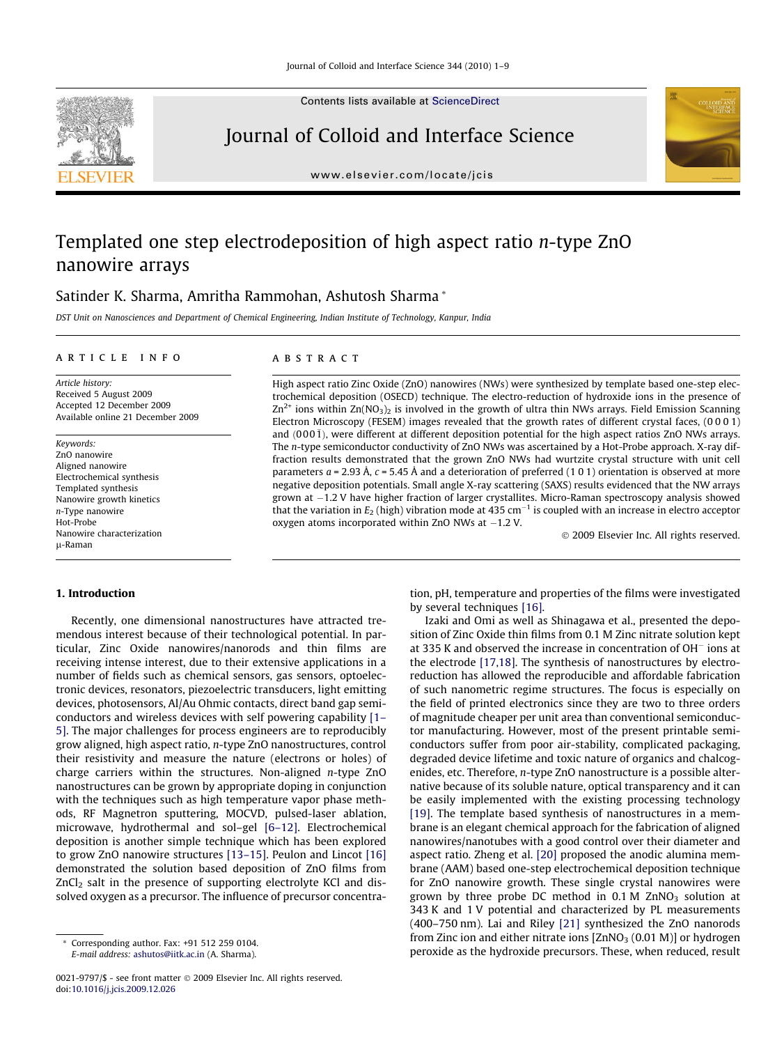# Templated one step electrodeposition of high aspect ratio *n*-type ZnO nanowire arrays

Satinder K. Sharma, Amritha Rammohan, Ashutosh Sharma *

*DST Unit on Nanosciences and Department of Chemical Engineering, Indian Institute of Technology, Kanpur, India*

**ARTICLE INFO**

*Article history:*
Received 5 August 2009
Accepted 12 December 2009
Available online 21 December 2009

*Keywords:*
ZnO nanowire
Aligned nanowire
Electrochemical synthesis
Templated synthesis
Nanowire growth kinetics
*n*-Type nanowire
Hot-Probe
Nanowire characterization
μ-Raman

**ABSTRACT**

High aspect ratio Zinc Oxide (ZnO) nanowires (NWs) were synthesized by template based one-step electrochemical deposition (OSECD) technique. The electro-reduction of hydroxide ions in the presence of $Zn^{2+}$ ions within $Zn(NO_3)_2$ is involved in the growth of ultra thin NWs arrays. Field Emission Scanning Electron Microscopy (FESEM) images revealed that the growth rates of different crystal faces, (0 0 0 1) and $(000\bar{1})$, were different at different deposition potential for the high aspect ratios ZnO NWs arrays. The *n*-type semiconductor conductivity of ZnO NWs was ascertained by a Hot-Probe approach. X-ray diffraction results demonstrated that the grown ZnO NWs had wurtzite crystal structure with unit cell parameters *a* = 2.93 Å, *c* = 5.45 Å and a deterioration of preferred (1 0 1) orientation is observed at more negative deposition potentials. Small angle X-ray scattering (SAXS) results evidenced that the NW arrays grown at −1.2 V have higher fraction of larger crystallites. Micro-Raman spectroscopy analysis showed that the variation in $E_2$ (high) vibration mode at 435 $cm^{-1}$ is coupled with an increase in electro acceptor oxygen atoms incorporated within ZnO NWs at −1.2 V.

© 2009 Elsevier Inc. All rights reserved.

## 1. Introduction

Recently, one dimensional nanostructures have attracted tremendous interest because of their technological potential. In particular, Zinc Oxide nanowires/nanorods and thin films are receiving intense interest, due to their extensive applications in a number of fields such as chemical sensors, gas sensors, optoelectronic devices, resonators, piezoelectric transducers, light emitting devices, photosensors, Al/Au Ohmic contacts, direct band gap semiconductors and wireless devices with self powering capability [1–5]. The major challenges for process engineers are to reproducibly grow aligned, high aspect ratio, *n*-type ZnO nanostructures, control their resistivity and measure the nature (electrons or holes) of charge carriers within the structures. Non-aligned *n*-type ZnO nanostructures can be grown by appropriate doping in conjunction with the techniques such as high temperature vapor phase methods, RF Magnetron sputtering, MOCVD, pulsed-laser ablation, microwave, hydrothermal and sol–gel [6–12]. Electrochemical deposition is another simple technique which has been explored to grow ZnO nanowire structures [13–15]. Peulon and Lincot [16] demonstrated the solution based deposition of ZnO films from $ZnCl_2$ salt in the presence of supporting electrolyte KCl and dissolved oxygen as a precursor. The influence of precursor concentration, pH, temperature and properties of the films were investigated by several techniques [16].

Izaki and Omi as well as Shinagawa et al., presented the deposition of Zinc Oxide thin films from 0.1 M Zinc nitrate solution kept at 335 K and observed the increase in concentration of $OH^-$ ions at the electrode [17,18]. The synthesis of nanostructures by electro-reduction has allowed the reproducible and affordable fabrication of such nanometric regime structures. The focus is especially on the field of printed electronics since they are two to three orders of magnitude cheaper per unit area than conventional semiconductor manufacturing. However, most of the present printable semiconductors suffer from poor air-stability, complicated packaging, degraded device lifetime and toxic nature of organics and chalcogenides, etc. Therefore, *n*-type ZnO nanostructure is a possible alternative because of its soluble nature, optical transparency and it can be easily implemented with the existing processing technology [19]. The template based synthesis of nanostructures in a membrane is an elegant chemical approach for the fabrication of aligned nanowires/nanotubes with a good control over their diameter and aspect ratio. Zheng et al. [20] proposed the anodic alumina membrane (AAM) based one-step electrochemical deposition technique for ZnO nanowire growth. These single crystal nanowires were grown by three probe DC method in 0.1 M $ZnNO_3$ solution at 343 K and 1 V potential and characterized by PL measurements (400–750 nm). Lai and Riley [21] synthesized the ZnO nanorods from Zinc ion and either nitrate ions [$ZnNO_3$ (0.01 M)] or hydrogen peroxide as the hydroxide precursors. These, when reduced, result

---

* Corresponding author. Fax: +91 512 259 0104.
*E-mail address:* ashutos@iitk.ac.in (A. Sharma).

0021-9797/$ - see front matter © 2009 Elsevier Inc. All rights reserved.
doi:10.1016/j.jcis.2009.12.026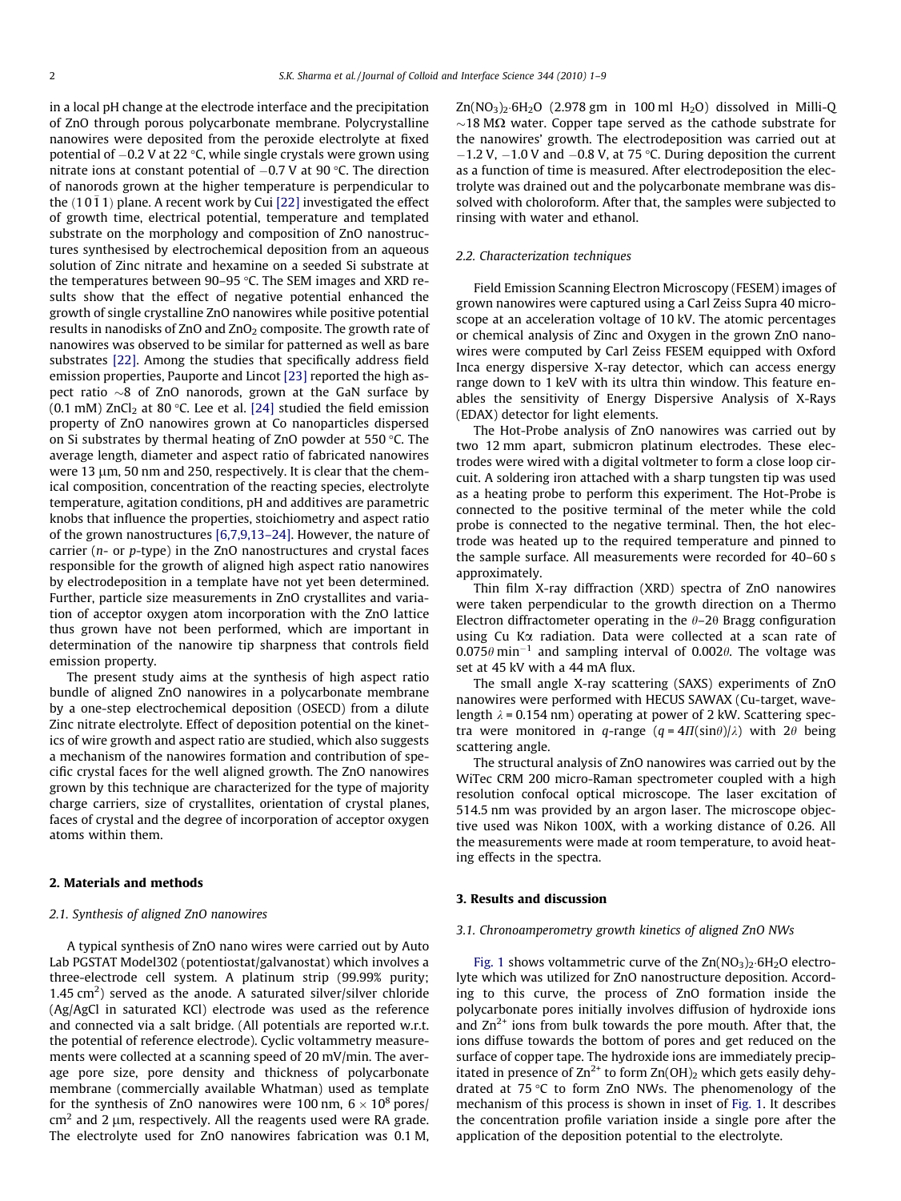in a local pH change at the electrode interface and the precipitation of ZnO through porous polycarbonate membrane. Polycrystalline nanowires were deposited from the peroxide electrolyte at fixed potential of −0.2 V at 22 °C, while single crystals were grown using nitrate ions at constant potential of −0.7 V at 90 °C. The direction of nanorods grown at the higher temperature is perpendicular to the $(10\bar{1}1)$ plane. A recent work by Cui [22] investigated the effect of growth time, electrical potential, temperature and templated substrate on the morphology and composition of ZnO nanostructures synthesised by electrochemical deposition from an aqueous solution of Zinc nitrate and hexamine on a seeded Si substrate at the temperatures between 90–95 °C. The SEM images and XRD results show that the effect of negative potential enhanced the growth of single crystalline ZnO nanowires while positive potential results in nanodisks of ZnO and $ZnO_2$ composite. The growth rate of nanowires was observed to be similar for patterned as well as bare substrates [22]. Among the studies that specifically address field emission properties, Pauporte and Lincot [23] reported the high aspect ratio ~8 of ZnO nanorods, grown at the GaN surface by (0.1 mM) $ZnCl_2$ at 80 °C. Lee et al. [24] studied the field emission property of ZnO nanowires grown at Co nanoparticles dispersed on Si substrates by thermal heating of ZnO powder at 550 °C. The average length, diameter and aspect ratio of fabricated nanowires were 13 μm, 50 nm and 250, respectively. It is clear that the chemical composition, concentration of the reacting species, electrolyte temperature, agitation conditions, pH and additives are parametric knobs that influence the properties, stoichiometry and aspect ratio of the grown nanostructures [6,7,9,13–24]. However, the nature of carrier (*n*- or *p*-type) in the ZnO nanostructures and crystal faces responsible for the growth of aligned high aspect ratio nanowires by electrodeposition in a template have not yet been determined. Further, particle size measurements in ZnO crystallites and variation of acceptor oxygen atom incorporation with the ZnO lattice thus grown have not been performed, which are important in determination of the nanowire tip sharpness that controls field emission property.

The present study aims at the synthesis of high aspect ratio bundle of aligned ZnO nanowires in a polycarbonate membrane by a one-step electrochemical deposition (OSECD) from a dilute Zinc nitrate electrolyte. Effect of deposition potential on the kinetics of wire growth and aspect ratio are studied, which also suggests a mechanism of the nanowires formation and contribution of specific crystal faces for the well aligned growth. The ZnO nanowires grown by this technique are characterized for the type of majority charge carriers, size of crystallites, orientation of crystal planes, faces of crystal and the degree of incorporation of acceptor oxygen atoms within them.

## 2. Materials and methods

### 2.1. Synthesis of aligned ZnO nanowires

A typical synthesis of ZnO nano wires were carried out by Auto Lab PGSTAT Model302 (potentiostat/galvanostat) which involves a three-electrode cell system. A platinum strip (99.99% purity; 1.45 $cm^2$) served as the anode. A saturated silver/silver chloride (Ag/AgCl in saturated KCl) electrode was used as the reference and connected via a salt bridge. (All potentials are reported w.r.t. the potential of reference electrode). Cyclic voltammetry measurements were collected at a scanning speed of 20 mV/min. The average pore size, pore density and thickness of polycarbonate membrane (commercially available Whatman) used as template for the synthesis of ZnO nanowires were 100 nm, $6 \times 10^8$ pores/$cm^2$ and 2 μm, respectively. All the reagents used were RA grade. The electrolyte used for ZnO nanowires fabrication was 0.1 M, $Zn(NO_3)_2 \cdot 6H_2O$ (2.978 gm in 100 ml $H_2O$) dissolved in Milli-Q ~18 MΩ water. Copper tape served as the cathode substrate for the nanowires' growth. The electrodeposition was carried out at −1.2 V, −1.0 V and −0.8 V, at 75 °C. During deposition the current as a function of time is measured. After electrodeposition the electrolyte was drained out and the polycarbonate membrane was dissolved with choloroform. After that, the samples were subjected to rinsing with water and ethanol.

### 2.2. Characterization techniques

Field Emission Scanning Electron Microscopy (FESEM) images of grown nanowires were captured using a Carl Zeiss Supra 40 microscope at an acceleration voltage of 10 kV. The atomic percentages or chemical analysis of Zinc and Oxygen in the grown ZnO nanowires were computed by Carl Zeiss FESEM equipped with Oxford Inca energy dispersive X-ray detector, which can access energy range down to 1 keV with its ultra thin window. This feature enables the sensitivity of Energy Dispersive Analysis of X-Rays (EDAX) detector for light elements.

The Hot-Probe analysis of ZnO nanowires was carried out by two 12 mm apart, submicron platinum electrodes. These electrodes were wired with a digital voltmeter to form a close loop circuit. A soldering iron attached with a sharp tungsten tip was used as a heating probe to perform this experiment. The Hot-Probe is connected to the positive terminal of the meter while the cold probe is connected to the negative terminal. Then, the hot electrode was heated up to the required temperature and pinned to the sample surface. All measurements were recorded for 40–60 s approximately.

Thin film X-ray diffraction (XRD) spectra of ZnO nanowires were taken perpendicular to the growth direction on a Thermo Electron diffractometer operating in the $\theta$–$2\theta$ Bragg configuration using Cu Kα radiation. Data were collected at a scan rate of $0.075\theta\ min^{-1}$ and sampling interval of $0.002\theta$. The voltage was set at 45 kV with a 44 mA flux.

The small angle X-ray scattering (SAXS) experiments of ZnO nanowires were performed with HECUS SAWAX (Cu-target, wavelength $\lambda$ = 0.154 nm) operating at power of 2 kW. Scattering spectra were monitored in *q*-range ($q = 4\Pi(\sin\theta)/\lambda$) with $2\theta$ being scattering angle.

The structural analysis of ZnO nanowires was carried out by the WiTec CRM 200 micro-Raman spectrometer coupled with a high resolution confocal optical microscope. The laser excitation of 514.5 nm was provided by an argon laser. The microscope objective used was Nikon 100X, with a working distance of 0.26. All the measurements were made at room temperature, to avoid heating effects in the spectra.

## 3. Results and discussion

### 3.1. Chronoamperometry growth kinetics of aligned ZnO NWs

Fig. 1 shows voltammetric curve of the $Zn(NO_3)_2 \cdot 6H_2O$ electrolyte which was utilized for ZnO nanostructure deposition. According to this curve, the process of ZnO formation inside the polycarbonate pores initially involves diffusion of hydroxide ions and $Zn^{2+}$ ions from bulk towards the pore mouth. After that, the ions diffuse towards the bottom of pores and get reduced on the surface of copper tape. The hydroxide ions are immediately precipitated in presence of $Zn^{2+}$ to form $Zn(OH)_2$ which gets easily dehydrated at 75 °C to form ZnO NWs. The phenomenology of the mechanism of this process is shown in inset of Fig. 1. It describes the concentration profile variation inside a single pore after the application of the deposition potential to the electrolyte.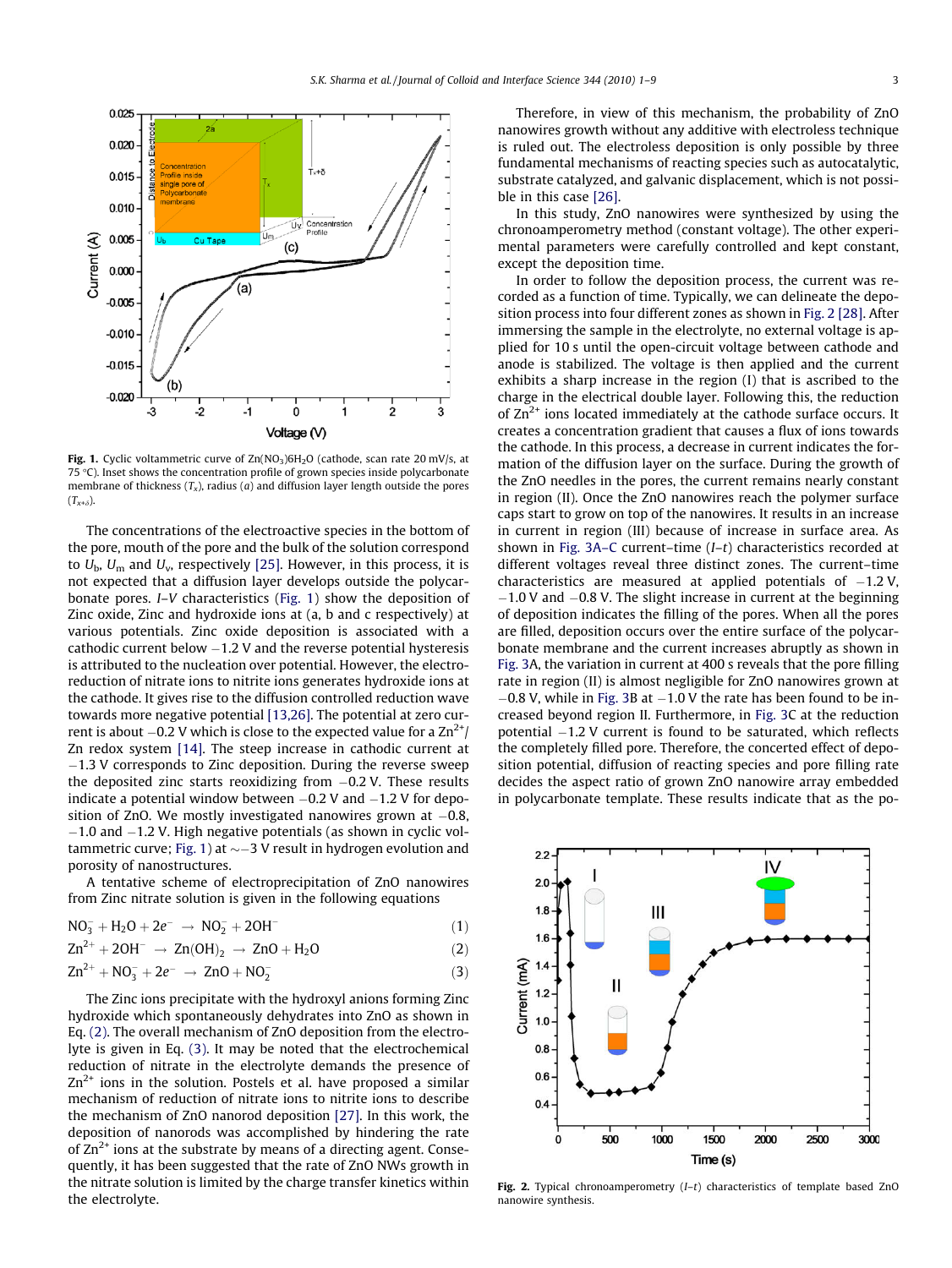Fig. 1. Cyclic voltammetric curve of $Zn(NO_3)6H_2O$ (cathode, scan rate 20 mV/s, at 75 °C). Inset shows the concentration profile of grown species inside polycarbonate membrane of thickness ($T_x$), radius ($a$) and diffusion layer length outside the pores ($T_{x+\delta}$).

The concentrations of the electroactive species in the bottom of the pore, mouth of the pore and the bulk of the solution correspond to $U_b$, $U_m$ and $U_v$, respectively [25]. However, in this process, it is not expected that a diffusion layer develops outside the polycarbonate pores. *I–V* characteristics (Fig. 1) show the deposition of Zinc oxide, Zinc and hydroxide ions at (a, b and c respectively) at various potentials. Zinc oxide deposition is associated with a cathodic current below −1.2 V and the reverse potential hysteresis is attributed to the nucleation over potential. However, the electroreduction of nitrate ions to nitrite ions generates hydroxide ions at the cathode. It gives rise to the diffusion controlled reduction wave towards more negative potential [13,26]. The potential at zero current is about −0.2 V which is close to the expected value for a $Zn^{2+}$/Zn redox system [14]. The steep increase in cathodic current at −1.3 V corresponds to Zinc deposition. During the reverse sweep the deposited zinc starts reoxidizing from −0.2 V. These results indicate a potential window between −0.2 V and −1.2 V for deposition of ZnO. We mostly investigated nanowires grown at −0.8, −1.0 and −1.2 V. High negative potentials (as shown in cyclic voltammetric curve; Fig. 1) at ∼−3 V result in hydrogen evolution and porosity of nanostructures.

A tentative scheme of electroprecipitation of ZnO nanowires from Zinc nitrate solution is given in the following equations

$$NO_3^- + H_2O + 2e^- \rightarrow NO_2^- + 2OH^- \tag{1}$$

$$Zn^{2+} + 2OH^- \rightarrow Zn(OH)_2 \rightarrow ZnO + H_2O \tag{2}$$

$$Zn^{2+} + NO_3^- + 2e^- \rightarrow ZnO + NO_2^- \tag{3}$$

The Zinc ions precipitate with the hydroxyl anions forming Zinc hydroxide which spontaneously dehydrates into ZnO as shown in Eq. (2). The overall mechanism of ZnO deposition from the electrolyte is given in Eq. (3). It may be noted that the electrochemical reduction of nitrate in the electrolyte demands the presence of $Zn^{2+}$ ions in the solution. Postels et al. have proposed a similar mechanism of reduction of nitrate ions to nitrite ions to describe the mechanism of ZnO nanorod deposition [27]. In this work, the deposition of nanorods was accomplished by hindering the rate of $Zn^{2+}$ ions at the substrate by means of a directing agent. Consequently, it has been suggested that the rate of ZnO NWs growth in the nitrate solution is limited by the charge transfer kinetics within the electrolyte.

Therefore, in view of this mechanism, the probability of ZnO nanowires growth without any additive with electroless technique is ruled out. The electroless deposition is only possible by three fundamental mechanisms of reacting species such as autocatalytic, substrate catalyzed, and galvanic displacement, which is not possible in this case [26].

In this study, ZnO nanowires were synthesized by using the chronoamperometry method (constant voltage). The other experimental parameters were carefully controlled and kept constant, except the deposition time.

In order to follow the deposition process, the current was recorded as a function of time. Typically, we can delineate the deposition process into four different zones as shown in Fig. 2 [28]. After immersing the sample in the electrolyte, no external voltage is applied for 10 s until the open-circuit voltage between cathode and anode is stabilized. The voltage is then applied and the current exhibits a sharp increase in the region (I) that is ascribed to the charge in the electrical double layer. Following this, the reduction of $Zn^{2+}$ ions located immediately at the cathode surface occurs. It creates a concentration gradient that causes a flux of ions towards the cathode. In this process, a decrease in current indicates the formation of the diffusion layer on the surface. During the growth of the ZnO needles in the pores, the current remains nearly constant in region (II). Once the ZnO nanowires reach the polymer surface caps start to grow on top of the nanowires. It results in an increase in current in region (III) because of increase in surface area. As shown in Fig. 3A–C current–time (*I–t*) characteristics recorded at different voltages reveal three distinct zones. The current–time characteristics are measured at applied potentials of −1.2 V, −1.0 V and −0.8 V. The slight increase in current at the beginning of deposition indicates the filling of the pores. When all the pores are filled, deposition occurs over the entire surface of the polycarbonate membrane and the current increases abruptly as shown in Fig. 3A, the variation in current at 400 s reveals that the pore filling rate in region (II) is almost negligible for ZnO nanowires grown at −0.8 V, while in Fig. 3B at −1.0 V the rate has been found to be increased beyond region II. Furthermore, in Fig. 3C at the reduction potential −1.2 V current is found to be saturated, which reflects the completely filled pore. Therefore, the concerted effect of deposition potential, diffusion of reacting species and pore filling rate decides the aspect ratio of grown ZnO nanowire array embedded in polycarbonate template. These results indicate that as the po-

Fig. 2. Typical chronoamperometry (*I–t*) characteristics of template based ZnO nanowire synthesis.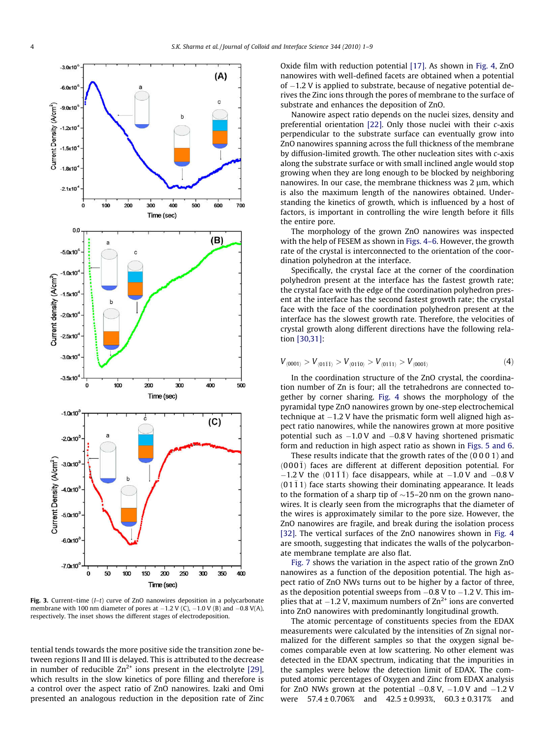Fig. 3. Current–time (*I*–*t*) curve of ZnO nanowires deposition in a polycarbonate membrane with 100 nm diameter of pores at −1.2 V (C), −1.0 V (B) and −0.8 V(A), respectively. The inset shows the different stages of electrodeposition.

tential tends towards the more positive side the transition zone between regions II and III is delayed. This is attributed to the decrease in number of reducible $Zn^{2+}$ ions present in the electrolyte [29], which results in the slow kinetics of pore filling and therefore is a control over the aspect ratio of ZnO nanowires. Izaki and Omi presented an analogous reduction in the deposition rate of Zinc Oxide film with reduction potential [17]. As shown in Fig. 4, ZnO nanowires with well-defined facets are obtained when a potential of −1.2 V is applied to substrate, because of negative potential derives the Zinc ions through the pores of membrane to the surface of substrate and enhances the deposition of ZnO.

Nanowire aspect ratio depends on the nuclei sizes, density and preferential orientation [22]. Only those nuclei with their *c*-axis perpendicular to the substrate surface can eventually grow into ZnO nanowires spanning across the full thickness of the membrane by diffusion-limited growth. The other nucleation sites with *c*-axis along the substrate surface or with small inclined angle would stop growing when they are long enough to be blocked by neighboring nanowires. In our case, the membrane thickness was 2 μm, which is also the maximum length of the nanowires obtained. Understanding the kinetics of growth, which is influenced by a host of factors, is important in controlling the wire length before it fills the entire pore.

The morphology of the grown ZnO nanowires was inspected with the help of FESEM as shown in Figs. 4–6. However, the growth rate of the crystal is interconnected to the orientation of the coordination polyhedron at the interface.

Specifically, the crystal face at the corner of the coordination polyhedron present at the interface has the fastest growth rate; the crystal face with the edge of the coordination polyhedron present at the interface has the second fastest growth rate; the crystal face with the face of the coordination polyhedron present at the interface has the slowest growth rate. Therefore, the velocities of crystal growth along different directions have the following relation [30,31]:

$$V_{(0001)} > V_{(01\bar{1}\bar{1})} > V_{(01\bar{1}0)} > V_{(01\bar{1}1)} > V_{(000\bar{1})} \quad (4)$$

In the coordination structure of the ZnO crystal, the coordination number of Zn is four; all the tetrahedrons are connected together by corner sharing. Fig. 4 shows the morphology of the pyramidal type ZnO nanowires grown by one-step electrochemical technique at −1.2 V have the prismatic form well aligned high aspect ratio nanowires, while the nanowires grown at more positive potential such as −1.0 V and −0.8 V having shortened prismatic form and reduction in high aspect ratio as shown in Figs. 5 and 6.

These results indicate that the growth rates of the (0 0 0 1) and $(000\bar{1})$ faces are different at different deposition potential. For −1.2 V the $(01\bar{1}\bar{1})$ face disappears, while at −1.0 V and −0.8 V $(01\bar{1}1)$ face starts showing their dominating appearance. It leads to the formation of a sharp tip of ∼15–20 nm on the grown nanowires. It is clearly seen from the micrographs that the diameter of the wires is approximately similar to the pore size. However, the ZnO nanowires are fragile, and break during the isolation process [32]. The vertical surfaces of the ZnO nanowires shown in Fig. 4 are smooth, suggesting that indicates the walls of the polycarbonate membrane template are also flat.

Fig. 7 shows the variation in the aspect ratio of the grown ZnO nanowires as a function of the deposition potential. The high aspect ratio of ZnO NWs turns out to be higher by a factor of three, as the deposition potential sweeps from −0.8 V to −1.2 V. This implies that at −1.2 V, maximum numbers of $Zn^{2+}$ ions are converted into ZnO nanowires with predominantly longitudinal growth.

The atomic percentage of constituents species from the EDAX measurements were calculated by the intensities of Zn signal normalized for the different samples so that the oxygen signal becomes comparable even at low scattering. No other element was detected in the EDAX spectrum, indicating that the impurities in the samples were below the detection limit of EDAX. The computed atomic percentages of Oxygen and Zinc from EDAX analysis for ZnO NWs grown at the potential −0.8 V, −1.0 V and −1.2 V were 57.4 ± 0.706% and 42.5 ± 0.993%, 60.3 ± 0.317% and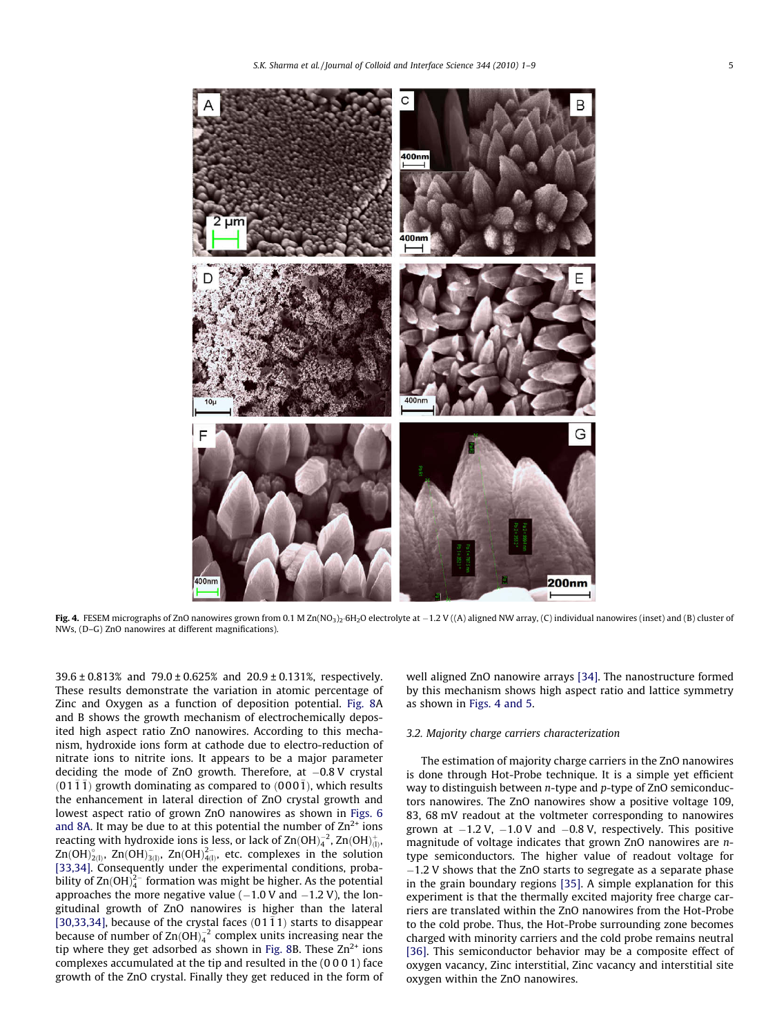Fig. 4. FESEM micrographs of ZnO nanowires grown from 0.1 M $Zn(NO_3)_2{\cdot}6H_2O$ electrolyte at −1.2 V ((A) aligned NW array, (C) individual nanowires (inset) and (B) cluster of NWs, (D–G) ZnO nanowires at different magnifications).

39.6 ± 0.813% and 79.0 ± 0.625% and 20.9 ± 0.131%, respectively. These results demonstrate the variation in atomic percentage of Zinc and Oxygen as a function of deposition potential. Fig. 8A and B shows the growth mechanism of electrochemically deposited high aspect ratio ZnO nanowires. According to this mechanism, hydroxide ions form at cathode due to electro-reduction of nitrate ions to nitrite ions. It appears to be a major parameter deciding the mode of ZnO growth. Therefore, at −0.8 V crystal $(01\bar{1}\bar{1})$ growth dominating as compared to $(000\bar{1})$, which results the enhancement in lateral direction of ZnO crystal growth and lowest aspect ratio of grown ZnO nanowires as shown in Figs. 6 and 8A. It may be due to at this potential the number of $Zn^{2+}$ ions reacting with hydroxide ions is less, or lack of $Zn(OH)_4^{-2}$, $Zn(OH)^{+}_{(l)}$, $Zn(OH)^{\circ}_{2(l)}$, $Zn(OH)^{-}_{3(l)}$, $Zn(OH)^{2-}_{4(l)}$, etc. complexes in the solution [33,34]. Consequently under the experimental conditions, probability of $Zn(OH)_4^{2-}$ formation was might be higher. As the potential approaches the more negative value (−1.0 V and −1.2 V), the longitudinal growth of ZnO nanowires is higher than the lateral [30,33,34], because of the crystal faces $(01\bar{1}1)$ starts to disappear because of number of $Zn(OH)_4^{-2}$ complex units increasing near the tip where they get adsorbed as shown in Fig. 8B. These $Zn^{2+}$ ions complexes accumulated at the tip and resulted in the (0 0 0 1) face growth of the ZnO crystal. Finally they get reduced in the form of well aligned ZnO nanowire arrays [34]. The nanostructure formed by this mechanism shows high aspect ratio and lattice symmetry as shown in Figs. 4 and 5.

### 3.2. Majority charge carriers characterization

The estimation of majority charge carriers in the ZnO nanowires is done through Hot-Probe technique. It is a simple yet efficient way to distinguish between *n*-type and *p*-type of ZnO semiconductors nanowires. The ZnO nanowires show a positive voltage 109, 83, 68 mV readout at the voltmeter corresponding to nanowires grown at −1.2 V, −1.0 V and −0.8 V, respectively. This positive magnitude of voltage indicates that grown ZnO nanowires are *n*-type semiconductors. The higher value of readout voltage for −1.2 V shows that the ZnO starts to segregate as a separate phase in the grain boundary regions [35]. A simple explanation for this experiment is that the thermally excited majority free charge carriers are translated within the ZnO nanowires from the Hot-Probe to the cold probe. Thus, the Hot-Probe surrounding zone becomes charged with minority carriers and the cold probe remains neutral [36]. This semiconductor behavior may be a composite effect of oxygen vacancy, Zinc interstitial, Zinc vacancy and interstitial site oxygen within the ZnO nanowires.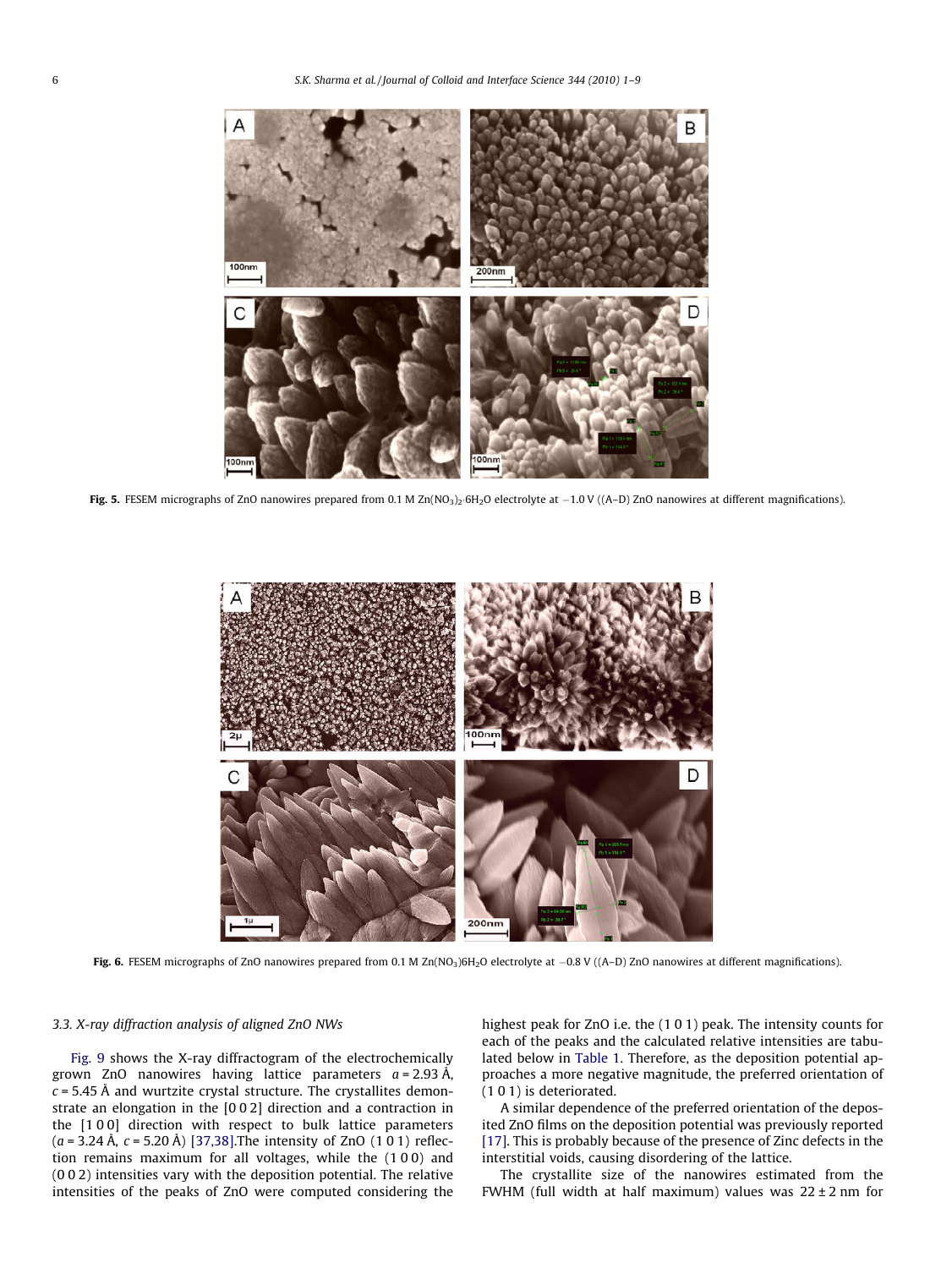Fig. 5. FESEM micrographs of ZnO nanowires prepared from 0.1 M $Zn(NO_3)_2{\cdot}6H_2O$ electrolyte at −1.0 V ((A–D) ZnO nanowires at different magnifications).

Fig. 6. FESEM micrographs of ZnO nanowires prepared from 0.1 M $Zn(NO_3)6H_2O$ electrolyte at −0.8 V ((A–D) ZnO nanowires at different magnifications).

### 3.3. X-ray diffraction analysis of aligned ZnO NWs

Fig. 9 shows the X-ray diffractogram of the electrochemically grown ZnO nanowires having lattice parameters $a = 2.93$ Å, $c = 5.45$ Å and wurtzite crystal structure. The crystallites demonstrate an elongation in the [0 0 2] direction and a contraction in the [1 0 0] direction with respect to bulk lattice parameters ($a = 3.24$ Å, $c = 5.20$ Å) [37,38]. The intensity of ZnO (1 0 1) reflection remains maximum for all voltages, while the (1 0 0) and (0 0 2) intensities vary with the deposition potential. The relative intensities of the peaks of ZnO were computed considering the highest peak for ZnO i.e. the (1 0 1) peak. The intensity counts for each of the peaks and the calculated relative intensities are tabulated below in Table 1. Therefore, as the deposition potential approaches a more negative magnitude, the preferred orientation of (1 0 1) is deteriorated.

A similar dependence of the preferred orientation of the deposited ZnO films on the deposition potential was previously reported [17]. This is probably because of the presence of Zinc defects in the interstitial voids, causing disordering of the lattice.

The crystallite size of the nanowires estimated from the FWHM (full width at half maximum) values was 22 ± 2 nm for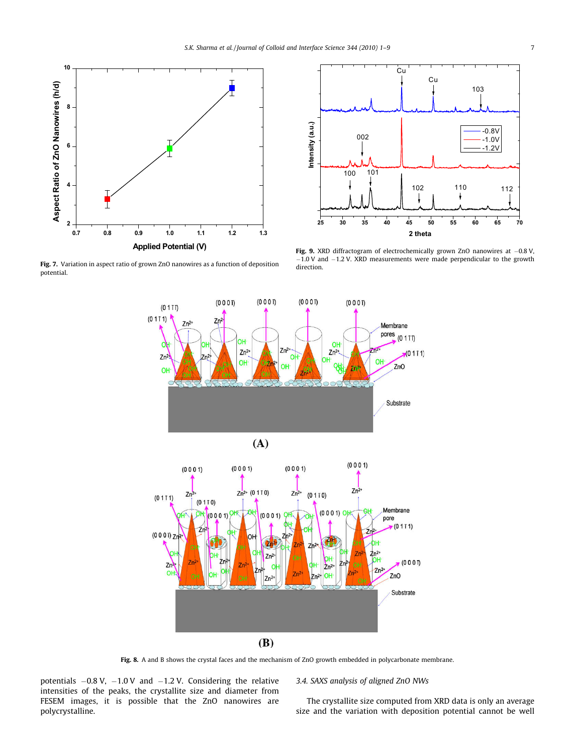Fig. 7. Variation in aspect ratio of grown ZnO nanowires as a function of deposition potential.

Fig. 9. XRD diffractogram of electrochemically grown ZnO nanowires at −0.8 V, −1.0 V and −1.2 V. XRD measurements were made perpendicular to the growth direction.

Fig. 8. A and B shows the crystal faces and the mechanism of ZnO growth embedded in polycarbonate membrane.

potentials −0.8 V, −1.0 V and −1.2 V. Considering the relative intensities of the peaks, the crystallite size and diameter from FESEM images, it is possible that the ZnO nanowires are polycrystalline.

### 3.4. SAXS analysis of aligned ZnO NWs

The crystallite size computed from XRD data is only an average size and the variation with deposition potential cannot be well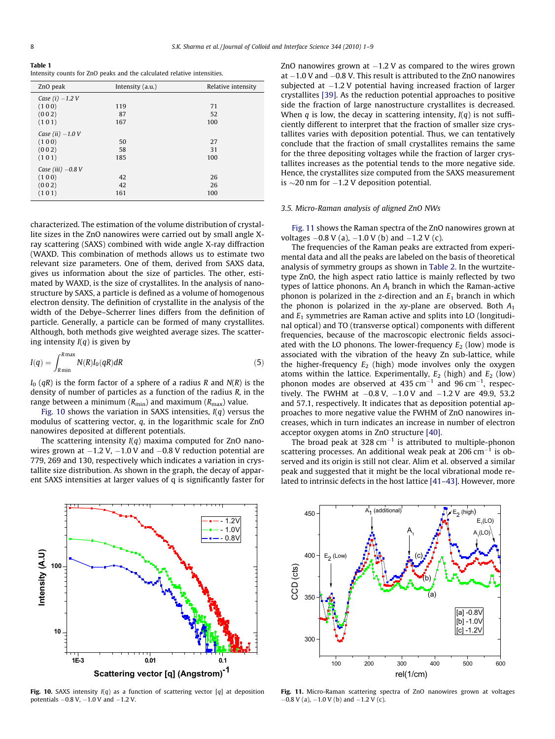**Table 1**
Intensity counts for ZnO peaks and the calculated relative intensities.

| ZnO peak | Intensity (a.u.) | Relative intensity |
|---|---|---|
| *Case (i) −1.2 V* | | |
| (1 0 0) | 119 | 71 |
| (0 0 2) | 87 | 52 |
| (1 0 1) | 167 | 100 |
| *Case (ii) −1.0 V* | | |
| (1 0 0) | 50 | 27 |
| (0 0 2) | 58 | 31 |
| (1 0 1) | 185 | 100 |
| *Case (iii) −0.8 V* | | |
| (1 0 0) | 42 | 26 |
| (0 0 2) | 42 | 26 |
| (1 0 1) | 161 | 100 |

characterized. The estimation of the volume distribution of crystallite sizes in the ZnO nanowires were carried out by small angle X-ray scattering (SAXS) combined with wide angle X-ray diffraction (WAXD. This combination of methods allows us to estimate two relevant size parameters. One of them, derived from SAXS data, gives us information about the size of particles. The other, estimated by WAXD, is the size of crystallites. In the analysis of nanostructure by SAXS, a particle is defined as a volume of homogenous electron density. The definition of crystallite in the analysis of the width of the Debye–Scherrer lines differs from the definition of particle. Generally, a particle can be formed of many crystallites. Although, both methods give weighted average sizes. The scattering intensity $I(q)$ is given by

$$I(q) = \int_{R\min}^{R\max} N(R) I_0(qR) dR \tag{5}$$

$I_0\,(qR)$ is the form factor of a sphere of a radius $R$ and $N(R)$ is the density of number of particles as a function of the radius $R$, in the range between a minimum ($R_{\min}$) and maximum ($R_{\max}$) value.

Fig. 10 shows the variation in SAXS intensities, $I(q)$ versus the modulus of scattering vector, $q$, in the logarithmic scale for ZnO nanowires deposited at different potentials.

The scattering intensity $I(q)$ maxima computed for ZnO nanowires grown at −1.2 V, −1.0 V and −0.8 V reduction potential are 779, 269 and 130, respectively which indicates a variation in crystallite size distribution. As shown in the graph, the decay of apparent SAXS intensities at larger values of q is significantly faster for ZnO nanowires grown at −1.2 V as compared to the wires grown at −1.0 V and −0.8 V. This result is attributed to the ZnO nanowires subjected at −1.2 V potential having increased fraction of larger crystallites [39]. As the reduction potential approaches to positive side the fraction of large nanostructure crystallites is decreased. When $q$ is low, the decay in scattering intensity, $I(q)$ is not sufficiently different to interpret that the fraction of smaller size crystallites varies with deposition potential. Thus, we can tentatively conclude that the fraction of small crystallites remains the same for the three depositing voltages while the fraction of larger crystallites increases as the potential tends to the more negative side. Hence, the crystallites size computed from the SAXS measurement is ∼20 nm for −1.2 V deposition potential.

### 3.5. Micro-Raman analysis of aligned ZnO NWs

Fig. 11 shows the Raman spectra of the ZnO nanowires grown at voltages −0.8 V (a), −1.0 V (b) and −1.2 V (c).

The frequencies of the Raman peaks are extracted from experimental data and all the peaks are labeled on the basis of theoretical analysis of symmetry groups as shown in Table 2. In the wurtzite-type ZnO, the high aspect ratio lattice is mainly reflected by two types of lattice phonons. An $A_1$ branch in which the Raman-active phonon is polarized in the $z$-direction and an $E_1$ branch in which the phonon is polarized in the $xy$-plane are observed. Both $A_1$ and $E_1$ symmetries are Raman active and splits into LO (longitudinal optical) and TO (transverse optical) components with different frequencies, because of the macroscopic electronic fields associated with the LO phonons. The lower-frequency $E_2$ (low) mode is associated with the vibration of the heavy Zn sub-lattice, while the higher-frequency $E_2$ (high) mode involves only the oxygen atoms within the lattice. Experimentally, $E_2$ (high) and $E_2$ (low) phonon modes are observed at 435 $cm^{-1}$ and 96 $cm^{-1}$, respectively. The FWHM at −0.8 V, −1.0 V and −1.2 V are 49.9, 53.2 and 57.1, respectively. It indicates that as deposition potential approaches to more negative value the FWHM of ZnO nanowires increases, which in turn indicates an increase in number of electron acceptor oxygen atoms in ZnO structure [40].

The broad peak at 328 $cm^{-1}$ is attributed to multiple-phonon scattering processes. An additional weak peak at 206 $cm^{-1}$ is observed and its origin is still not clear. Alim et al. observed a similar peak and suggested that it might be the local vibrational mode related to intrinsic defects in the host lattice [41–43]. However, more

**Fig. 10.** SAXS intensity $I(q)$ as a function of scattering vector [$q$] at deposition potentials −0.8 V, −1.0 V and −1.2 V.

**Fig. 11.** Micro-Raman scattering spectra of ZnO nanowires grown at voltages −0.8 V (a), −1.0 V (b) and −1.2 V (c).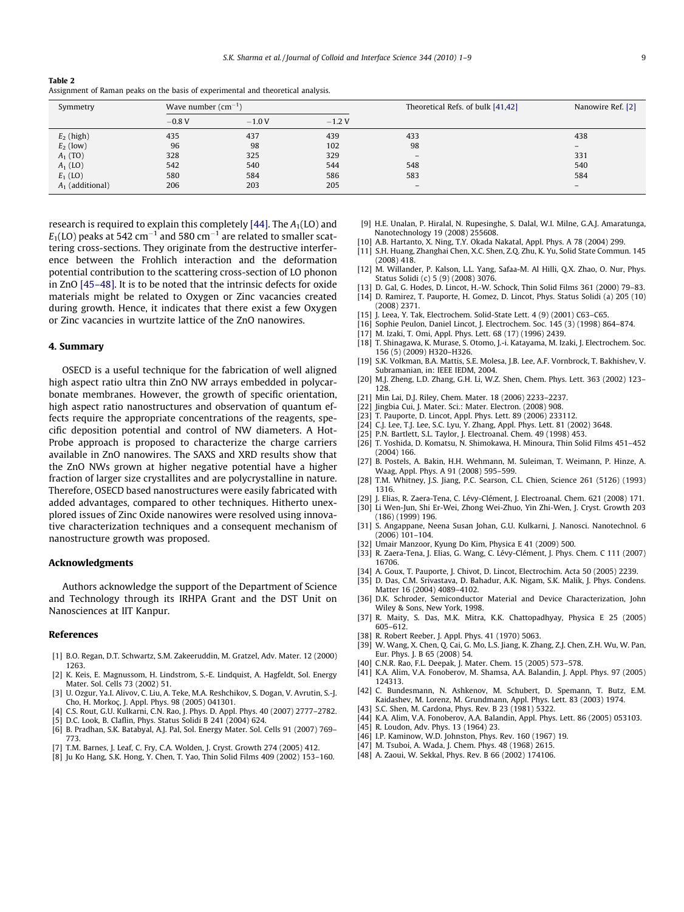**Table 2**
Assignment of Raman peaks on the basis of experimental and theoretical analysis.

| Symmetry | Wave number ($cm^{-1}$) | | | Theoretical Refs. of bulk [41,42] | Nanowire Ref. [2] |
|---|---|---|---|---|---|
| | −0.8 V | −1.0 V | −1.2 V | | |
| $E_2$ (high) | 435 | 437 | 439 | 433 | 438 |
| $E_2$ (low) | 96 | 98 | 102 | 98 | – |
| $A_1$ (TO) | 328 | 325 | 329 | – | 331 |
| $A_1$ (LO) | 542 | 540 | 544 | 548 | 540 |
| $E_1$ (LO) | 580 | 584 | 586 | 583 | 584 |
| $A_1$ (additional) | 206 | 203 | 205 | – | – |

research is required to explain this completely [44]. The $A_1$(LO) and $E_1$(LO) peaks at 542 $cm^{-1}$ and 580 $cm^{-1}$ are related to smaller scattering cross-sections. They originate from the destructive interference between the Frohlich interaction and the deformation potential contribution to the scattering cross-section of LO phonon in ZnO [45–48]. It is to be noted that the intrinsic defects for oxide materials might be related to Oxygen or Zinc vacancies created during growth. Hence, it indicates that there exist a few Oxygen or Zinc vacancies in wurtzite lattice of the ZnO nanowires.

## 4. Summary

OSECD is a useful technique for the fabrication of well aligned high aspect ratio ultra thin ZnO NW arrays embedded in polycarbonate membranes. However, the growth of specific orientation, high aspect ratio nanostructures and observation of quantum effects require the appropriate concentrations of the reagents, specific deposition potential and control of NW diameters. A Hot-Probe approach is proposed to characterize the charge carriers available in ZnO nanowires. The SAXS and XRD results show that the ZnO NWs grown at higher negative potential have a higher fraction of larger size crystallites and are polycrystalline in nature. Therefore, OSECD based nanostructures were easily fabricated with added advantages, compared to other techniques. Hitherto unexplored issues of Zinc Oxide nanowires were resolved using innovative characterization techniques and a consequent mechanism of nanostructure growth was proposed.

## Acknowledgments

Authors acknowledge the support of the Department of Science and Technology through its IRHPA Grant and the DST Unit on Nanosciences at IIT Kanpur.

## References

[1] B.O. Regan, D.T. Schwartz, S.M. Zakeeruddin, M. Gratzel, Adv. Mater. 12 (2000) 1263.
[2] K. Keis, E. Magnussom, H. Lindstrom, S.-E. Lindquist, A. Hagfeldt, Sol. Energy Mater. Sol. Cells 73 (2002) 51.
[3] U. Ozgur, Ya.I. Alivov, C. Liu, A. Teke, M.A. Reshchikov, S. Dogan, V. Avrutin, S.-J. Cho, H. Morkoç, J. Appl. Phys. 98 (2005) 041301.
[4] C.S. Rout, G.U. Kulkarni, C.N.R. Rao, J. Phys. D. Appl. Phys. 40 (2007) 2777–2782.
[5] D.C. Look, B. Claflin, Phys. Status Solidi B 241 (2004) 624.
[6] B. Pradhan, S.K. Batabyal, A.J. Pal, Sol. Energy Mater. Sol. Cells 91 (2007) 769–773.
[7] T.M. Barnes, J. Leaf, C. Fry, C.A. Wolden, J. Cryst. Growth 274 (2005) 412.
[8] Ju Ko Hang, S.K. Hong, Y. Chen, T. Yao, Thin Solid Films 409 (2002) 153–160.
[9] H.E. Unalan, P. Hiralal, N. Rupesinghe, S. Dalal, W.I. Milne, G.A.J. Amaratunga, Nanotechnology 19 (2008) 255608.
[10] A.B. Hartanto, X. Ning, T.Y. Okada Nakatal, Appl. Phys. A 78 (2004) 299.
[11] S.H. Huang, Zhanghai Chen, X.C. Shen, Z.Q. Zhu, K. Yu, Solid State Commun. 145 (2008) 418.
[12] M. Willander, P. Kalson, L.L. Yang, Safaa-M. Al Hilli, Q.X. Zhao, O. Nur, Phys. Status Solidi (c) 5 (9) (2008) 3076.
[13] D. Gal, G. Hodes, D. Lincot, H.-W. Schock, Thin Solid Films 361 (2000) 79–83.
[14] D. Ramirez, T. Pauporte, H. Gomez, D. Lincot, Phys. Status Solidi (a) 205 (10) (2008) 2371.
[15] J. Leea, Y. Tak, Electrochem. Solid-State Lett. 4 (9) (2001) C63–C65.
[16] Sophie Peulon, Daniel Lincot, J. Electrochem. Soc. 145 (3) (1998) 864–874.
[17] M. Izaki, T. Omi, Appl. Phys. Lett. 68 (17) (1996) 2439.
[18] T. Shinagawa, K. Murase, S. Otomo, J.-i. Katayama, M. Izaki, J. Electrochem. Soc. 156 (5) (2009) H320–H326.
[19] S.K. Volkman, B.A. Mattis, S.E. Molesa, J.B. Lee, A.F. Vornbrock, T. Bakhishev, V. Subramanian, in: IEEE IEDM, 2004.
[20] M.J. Zheng, L.D. Zhang, G.H. Li, W.Z. Shen, Chem. Phys. Lett. 363 (2002) 123–128.
[21] Min Lai, D.J. Riley, Chem. Mater. 18 (2006) 2233–2237.
[22] Jingbia Cui, J. Mater. Sci.: Mater. Electron. (2008) 908.
[23] T. Pauporte, D. Lincot, Appl. Phys. Lett. 89 (2006) 233112.
[24] C.J. Lee, T.J. Lee, S.C. Lyu, Y. Zhang, Appl. Phys. Lett. 81 (2002) 3648.
[25] P.N. Bartlett, S.L. Taylor, J. Electroanal. Chem. 49 (1998) 453.
[26] T. Yoshida, D. Komatsu, N. Shimokawa, H. Minoura, Thin Solid Films 451–452 (2004) 166.
[27] B. Postels, A. Bakin, H.H. Wehmann, M. Suleiman, T. Weimann, P. Hinze, A. Waag, Appl. Phys. A 91 (2008) 595–599.
[28] T.M. Whitney, J.S. Jiang, P.C. Searson, C.L. Chien, Science 261 (5126) (1993) 1316.
[29] J. Elias, R. Zaera-Tena, C. Lévy-Clément, J. Electroanal. Chem. 621 (2008) 171.
[30] Li Wen-Jun, Shi Er-Wei, Zhong Wei-Zhuo, Yin Zhi-Wen, J. Cryst. Growth 203 (186) (1999) 196.
[31] S. Angappane, Neena Susan Johan, G.U. Kulkarni, J. Nanosci. Nanotechnol. 6 (2006) 101–104.
[32] Umair Manzoor, Kyung Do Kim, Physica E 41 (2009) 500.
[33] R. Zaera-Tena, J. Elias, G. Wang, C. Lévy-Clément, J. Phys. Chem. C 111 (2007) 16706.
[34] A. Goux, T. Pauporte, J. Chivot, D. Lincot, Electrochim. Acta 50 (2005) 2239.
[35] D. Das, C.M. Srivastava, D. Bahadur, A.K. Nigam, S.K. Malik, J. Phys. Condens. Matter 16 (2004) 4089–4102.
[36] D.K. Schroder, Semiconductor Material and Device Characterization, John Wiley & Sons, New York, 1998.
[37] R. Maity, S. Das, M.K. Mitra, K.K. Chattopadhyay, Physica E 25 (2005) 605–612.
[38] R. Robert Reeber, J. Appl. Phys. 41 (1970) 5063.
[39] W. Wang, X. Chen, Q. Cai, G. Mo, L.S. Jiang, K. Zhang, Z.J. Chen, Z.H. Wu, W. Pan, Eur. Phys. J. B 65 (2008) 54.
[40] C.N.R. Rao, F.L. Deepak, J. Mater. Chem. 15 (2005) 573–578.
[41] K.A. Alim, V.A. Fonoberov, M. Shamsa, A.A. Balandin, J. Appl. Phys. 97 (2005) 124313.
[42] C. Bundesmann, N. Ashkenov, M. Schubert, D. Spemann, T. Butz, E.M. Kaidashev, M. Lorenz, M. Grundmann, Appl. Phys. Lett. 83 (2003) 1974.
[43] S.C. Shen, M. Cardona, Phys. Rev. B 23 (1981) 5322.
[44] K.A. Alim, V.A. Fonoberov, A.A. Balandin, Appl. Phys. Lett. 86 (2005) 053103.
[45] R. Loudon, Adv. Phys. 13 (1964) 23.
[46] I.P. Kaminow, W.D. Johnston, Phys. Rev. 160 (1967) 19.
[47] M. Tsuboi, A. Wada, J. Chem. Phys. 48 (1968) 2615.
[48] A. Zaoui, W. Sekkal, Phys. Rev. B 66 (2002) 174106.